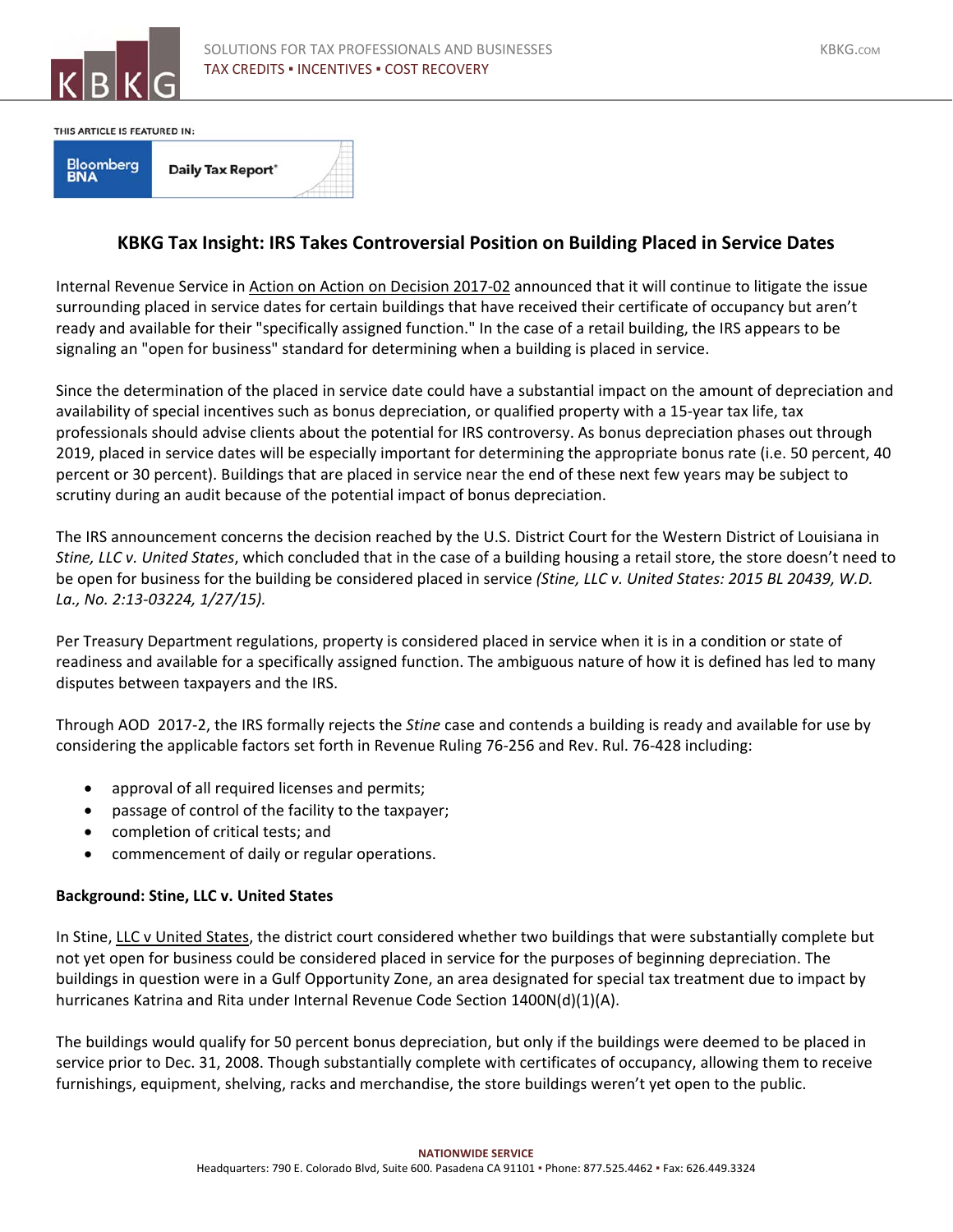SOLUTIONS FOR TAX PROFESSIONALS AND BUSINESSES
TAX CREDITS ▪ INCENTIVES ▪ COST RECOVERY

THIS ARTICLE IS FEATURED IN:

Bloomberg BNA Daily Tax Report®

## KBKG Tax Insight: IRS Takes Controversial Position on Building Placed in Service Dates

Internal Revenue Service in Action on Action on Decision 2017-02 announced that it will continue to litigate the issue surrounding placed in service dates for certain buildings that have received their certificate of occupancy but aren't ready and available for their "specifically assigned function." In the case of a retail building, the IRS appears to be signaling an "open for business" standard for determining when a building is placed in service.

Since the determination of the placed in service date could have a substantial impact on the amount of depreciation and availability of special incentives such as bonus depreciation, or qualified property with a 15-year tax life, tax professionals should advise clients about the potential for IRS controversy. As bonus depreciation phases out through 2019, placed in service dates will be especially important for determining the appropriate bonus rate (i.e. 50 percent, 40 percent or 30 percent). Buildings that are placed in service near the end of these next few years may be subject to scrutiny during an audit because of the potential impact of bonus depreciation.

The IRS announcement concerns the decision reached by the U.S. District Court for the Western District of Louisiana in *Stine, LLC v. United States*, which concluded that in the case of a building housing a retail store, the store doesn't need to be open for business for the building be considered placed in service *(Stine, LLC v. United States: 2015 BL 20439, W.D. La., No. 2:13-03224, 1/27/15).*

Per Treasury Department regulations, property is considered placed in service when it is in a condition or state of readiness and available for a specifically assigned function. The ambiguous nature of how it is defined has led to many disputes between taxpayers and the IRS.

Through AOD 2017-2, the IRS formally rejects the *Stine* case and contends a building is ready and available for use by considering the applicable factors set forth in Revenue Ruling 76-256 and Rev. Rul. 76-428 including:

- approval of all required licenses and permits;
- passage of control of the facility to the taxpayer;
- completion of critical tests; and
- commencement of daily or regular operations.

**Background: Stine, LLC v. United States**

In Stine, LLC v United States, the district court considered whether two buildings that were substantially complete but not yet open for business could be considered placed in service for the purposes of beginning depreciation. The buildings in question were in a Gulf Opportunity Zone, an area designated for special tax treatment due to impact by hurricanes Katrina and Rita under Internal Revenue Code Section 1400N(d)(1)(A).

The buildings would qualify for 50 percent bonus depreciation, but only if the buildings were deemed to be placed in service prior to Dec. 31, 2008. Though substantially complete with certificates of occupancy, allowing them to receive furnishings, equipment, shelving, racks and merchandise, the store buildings weren't yet open to the public.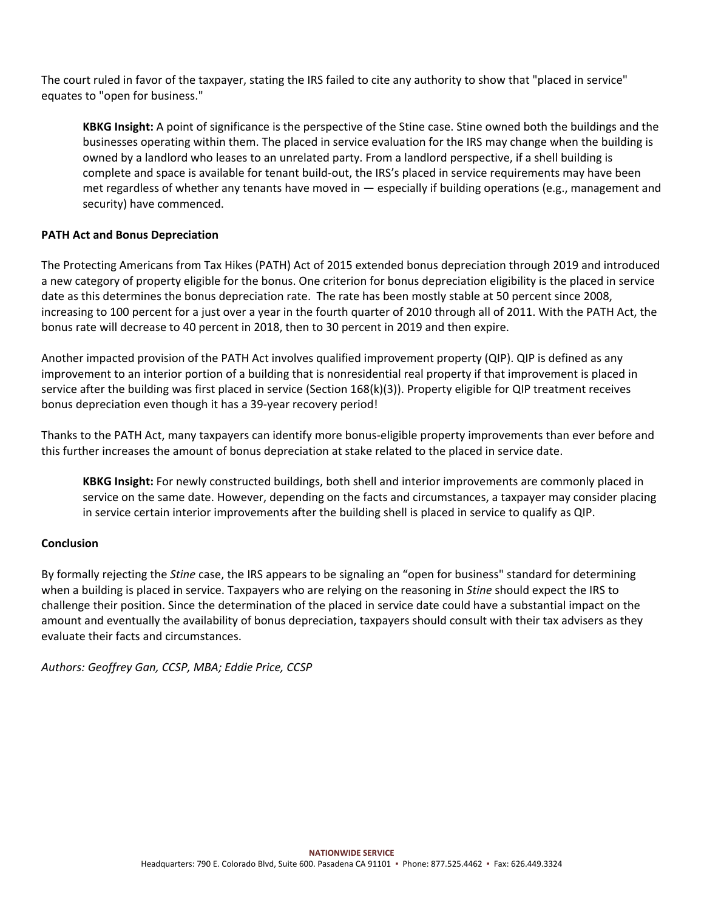The court ruled in favor of the taxpayer, stating the IRS failed to cite any authority to show that "placed in service" equates to "open for business."

> **KBKG Insight:** A point of significance is the perspective of the Stine case. Stine owned both the buildings and the businesses operating within them. The placed in service evaluation for the IRS may change when the building is owned by a landlord who leases to an unrelated party. From a landlord perspective, if a shell building is complete and space is available for tenant build-out, the IRS's placed in service requirements may have been met regardless of whether any tenants have moved in — especially if building operations (e.g., management and security) have commenced.

**PATH Act and Bonus Depreciation**

The Protecting Americans from Tax Hikes (PATH) Act of 2015 extended bonus depreciation through 2019 and introduced a new category of property eligible for the bonus. One criterion for bonus depreciation eligibility is the placed in service date as this determines the bonus depreciation rate. The rate has been mostly stable at 50 percent since 2008, increasing to 100 percent for a just over a year in the fourth quarter of 2010 through all of 2011. With the PATH Act, the bonus rate will decrease to 40 percent in 2018, then to 30 percent in 2019 and then expire.

Another impacted provision of the PATH Act involves qualified improvement property (QIP). QIP is defined as any improvement to an interior portion of a building that is nonresidential real property if that improvement is placed in service after the building was first placed in service (Section 168(k)(3)). Property eligible for QIP treatment receives bonus depreciation even though it has a 39-year recovery period!

Thanks to the PATH Act, many taxpayers can identify more bonus-eligible property improvements than ever before and this further increases the amount of bonus depreciation at stake related to the placed in service date.

> **KBKG Insight:** For newly constructed buildings, both shell and interior improvements are commonly placed in service on the same date. However, depending on the facts and circumstances, a taxpayer may consider placing in service certain interior improvements after the building shell is placed in service to qualify as QIP.

**Conclusion**

By formally rejecting the *Stine* case, the IRS appears to be signaling an "open for business" standard for determining when a building is placed in service. Taxpayers who are relying on the reasoning in *Stine* should expect the IRS to challenge their position. Since the determination of the placed in service date could have a substantial impact on the amount and eventually the availability of bonus depreciation, taxpayers should consult with their tax advisers as they evaluate their facts and circumstances.

*Authors: Geoffrey Gan, CCSP, MBA; Eddie Price, CCSP*